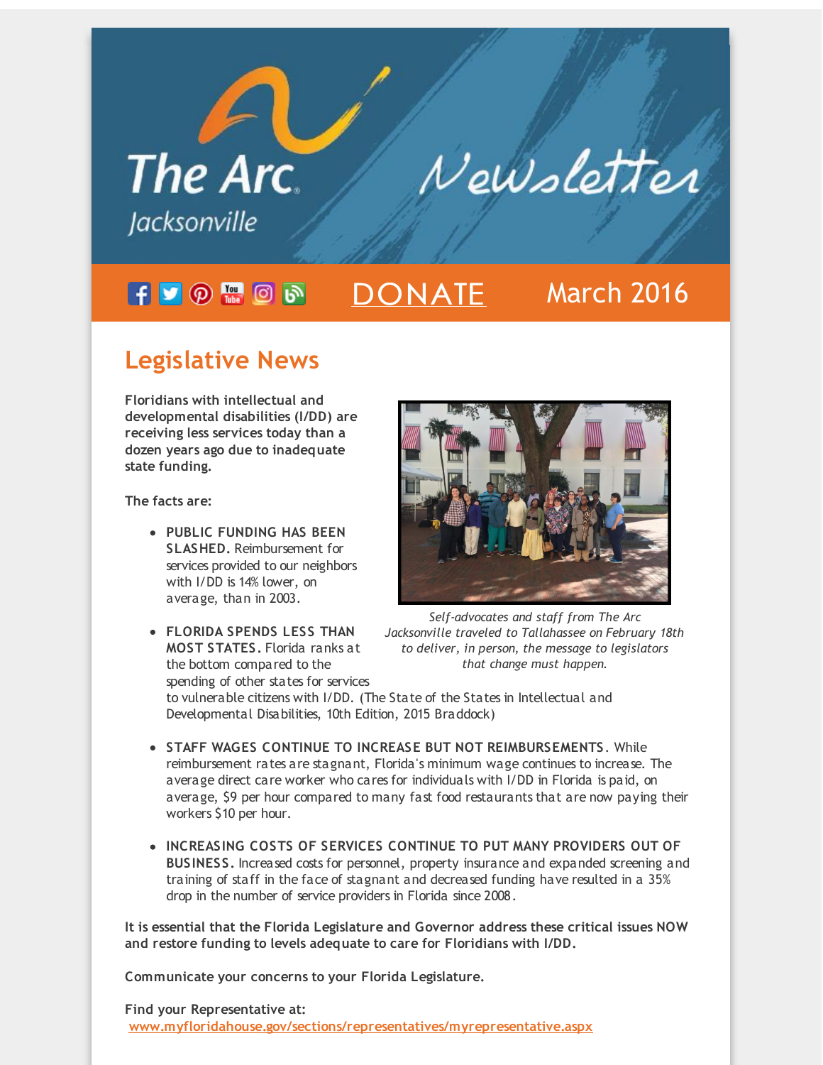The Arc Jacksonville Newsletter

DONATE March 2016

## Legislative News

**Floridians with intellectual and developmental disabilities (I/DD) are receiving less services today than a dozen years ago due to inadequate state funding.**

**The facts are:**

- **PUBLIC FUNDING HAS BEEN SLASHED.** Reimbursement for services provided to our neighbors with I/DD is 14% lower, on average, than in 2003.
- **FLORIDA SPENDS LESS THAN MOST STATES.** Florida ranks at the bottom compared to the spending of other states for services to vulnerable citizens with I/DD. (The State of the States in Intellectual and Developmental Disabilities, 10th Edition, 2015 Braddock)
- **STAFF WAGES CONTINUE TO INCREASE BUT NOT REIMBURSEMENTS.** While reimbursement rates are stagnant, Florida's minimum wage continues to increase. The average direct care worker who cares for individuals with I/DD in Florida is paid, on average, $9 per hour compared to many fast food restaurants that are now paying their workers $10 per hour.
- **INCREASING COSTS OF SERVICES CONTINUE TO PUT MANY PROVIDERS OUT OF BUSINESS.** Increased costs for personnel, property insurance and expanded screening and training of staff in the face of stagnant and decreased funding have resulted in a 35% drop in the number of service providers in Florida since 2008.

*Self-advocates and staff from The Arc Jacksonville traveled to Tallahassee on February 18th to deliver, in person, the message to legislators that change must happen.*

**It is essential that the Florida Legislature and Governor address these critical issues NOW and restore funding to levels adequate to care for Floridians with I/DD.**

**Communicate your concerns to your Florida Legislature.**

**Find your Representative at:**
[www.myfloridahouse.gov/sections/representatives/myrepresentative.aspx](www.myfloridahouse.gov/sections/representatives/myrepresentative.aspx)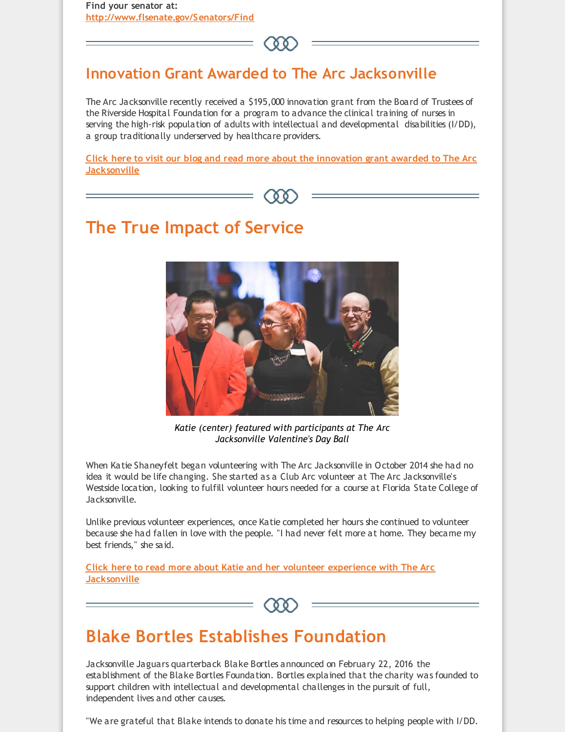**Find your senator at:**
**http://www.flsenate.gov/Senators/Find**

## Innovation Grant Awarded to The Arc Jacksonville

The Arc Jacksonville recently received a $195,000 innovation grant from the Board of Trustees of the Riverside Hospital Foundation for a program to advance the clinical training of nurses in serving the high-risk population of adults with intellectual and developmental disabilities (I/DD), a group traditionally underserved by healthcare providers.

**Click here to visit our blog and read more about the innovation grant awarded to The Arc Jacksonville**

## The True Impact of Service

*Katie (center) featured with participants at The Arc Jacksonville Valentine's Day Ball*

When Katie Shaneyfelt began volunteering with The Arc Jacksonville in October 2014 she had no idea it would be life changing. She started as a Club Arc volunteer at The Arc Jacksonville's Westside location, looking to fulfill volunteer hours needed for a course at Florida State College of Jacksonville.

Unlike previous volunteer experiences, once Katie completed her hours she continued to volunteer because she had fallen in love with the people. "I had never felt more at home. They became my best friends," she said.

**Click here to read more about Katie and her volunteer experience with The Arc Jacksonville**

## Blake Bortles Establishes Foundation

Jacksonville Jaguars quarterback Blake Bortles announced on February 22, 2016 the establishment of the Blake Bortles Foundation. Bortles explained that the charity was founded to support children with intellectual and developmental challenges in the pursuit of full, independent lives and other causes.

"We are grateful that Blake intends to donate his time and resources to helping people with I/DD.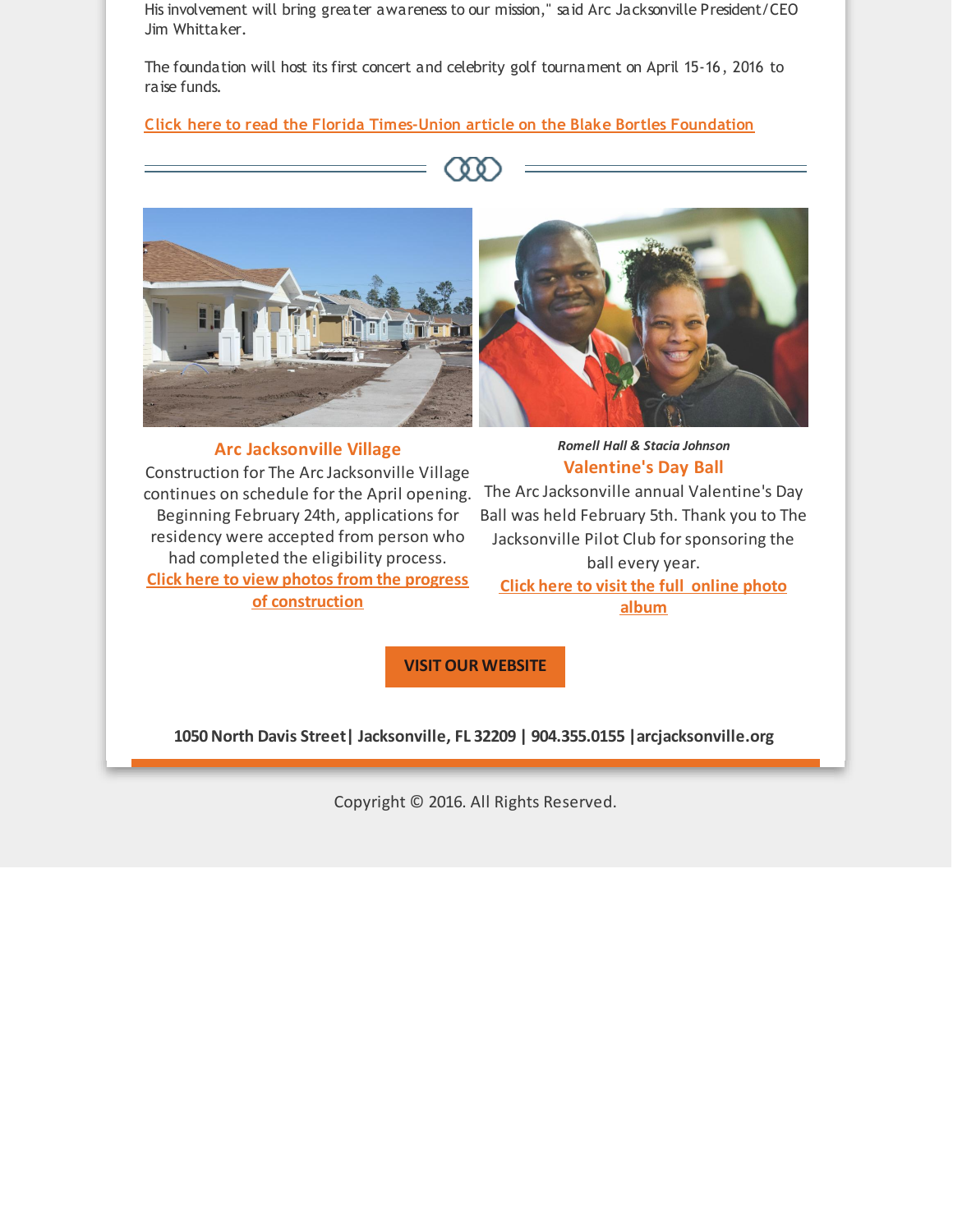His involvement will bring greater awareness to our mission," said Arc Jacksonville President/CEO Jim Whittaker.

The foundation will host its first concert and celebrity golf tournament on April 15-16, 2016 to raise funds.

**Click here to read the Florida Times-Union article on the Blake Bortles Foundation**

---

## Arc Jacksonville Village

Construction for The Arc Jacksonville Village continues on schedule for the April opening. Beginning February 24th, applications for residency were accepted from person who had completed the eligibility process.

**Click here to view photos from the progress of construction**

*Romell Hall & Stacia Johnson*

## Valentine's Day Ball

The Arc Jacksonville annual Valentine's Day Ball was held February 5th. Thank you to The Jacksonville Pilot Club for sponsoring the ball every year.

**Click here to visit the full online photo album**

**VISIT OUR WEBSITE**

**1050 North Davis Street| Jacksonville, FL 32209 | 904.355.0155 |arcjacksonville.org**

Copyright © 2016. All Rights Reserved.